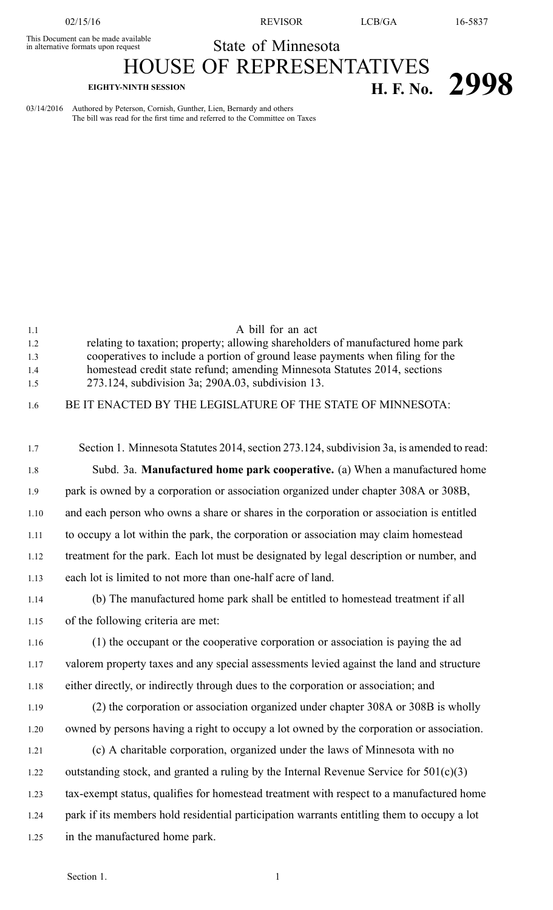This Document can be made available in alternative formats upon request

# State of Minnesota

# HOUSE OF REPRESENTATIVES

**EIGHTY-NINTH SESSION**

## H. F. No. 2998

03/14/2016 Authored by Peterson, Cornish, Gunther, Lien, Bernardy and others
The bill was read for the first time and referred to the Committee on Taxes

A bill for an act
relating to taxation; property; allowing shareholders of manufactured home park cooperatives to include a portion of ground lease payments when filing for the homestead credit state refund; amending Minnesota Statutes 2014, sections 273.124, subdivision 3a; 290A.03, subdivision 13.

BE IT ENACTED BY THE LEGISLATURE OF THE STATE OF MINNESOTA:

Section 1. Minnesota Statutes 2014, section 273.124, subdivision 3a, is amended to read:

Subd. 3a. **Manufactured home park cooperative.** (a) When a manufactured home park is owned by a corporation or association organized under chapter 308A or 308B, and each person who owns a share or shares in the corporation or association is entitled to occupy a lot within the park, the corporation or association may claim homestead treatment for the park. Each lot must be designated by legal description or number, and each lot is limited to not more than one-half acre of land.

(b) The manufactured home park shall be entitled to homestead treatment if all of the following criteria are met:

(1) the occupant or the cooperative corporation or association is paying the ad valorem property taxes and any special assessments levied against the land and structure either directly, or indirectly through dues to the corporation or association; and

(2) the corporation or association organized under chapter 308A or 308B is wholly owned by persons having a right to occupy a lot owned by the corporation or association.

(c) A charitable corporation, organized under the laws of Minnesota with no outstanding stock, and granted a ruling by the Internal Revenue Service for 501(c)(3) tax-exempt status, qualifies for homestead treatment with respect to a manufactured home park if its members hold residential participation warrants entitling them to occupy a lot in the manufactured home park.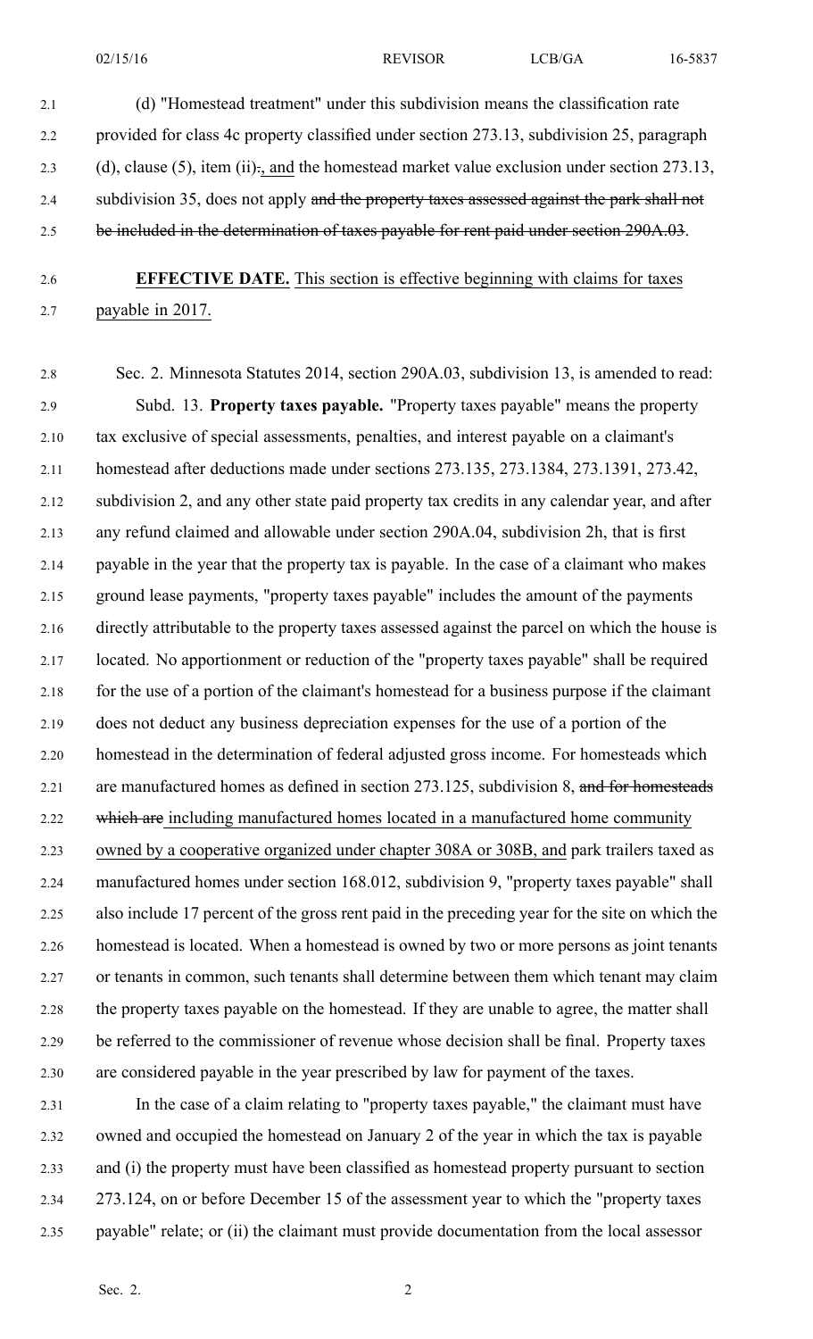(d) "Homestead treatment" under this subdivision means the classification rate provided for class 4c property classified under section 273.13, subdivision 25, paragraph (d), clause (5), item (ii)~~.~~, and the homestead market value exclusion under section 273.13, subdivision 35, does not apply ~~and the property taxes assessed against the park shall not be included in the determination of taxes payable for rent paid under section 290A.03~~.

**EFFECTIVE DATE.** This section is effective beginning with claims for taxes payable in 2017.

Sec. 2. Minnesota Statutes 2014, section 290A.03, subdivision 13, is amended to read:

Subd. 13. **Property taxes payable.** "Property taxes payable" means the property tax exclusive of special assessments, penalties, and interest payable on a claimant's homestead after deductions made under sections 273.135, 273.1384, 273.1391, 273.42, subdivision 2, and any other state paid property tax credits in any calendar year, and after any refund claimed and allowable under section 290A.04, subdivision 2h, that is first payable in the year that the property tax is payable. In the case of a claimant who makes ground lease payments, "property taxes payable" includes the amount of the payments directly attributable to the property taxes assessed against the parcel on which the house is located. No apportionment or reduction of the "property taxes payable" shall be required for the use of a portion of the claimant's homestead for a business purpose if the claimant does not deduct any business depreciation expenses for the use of a portion of the homestead in the determination of federal adjusted gross income. For homesteads which are manufactured homes as defined in section 273.125, subdivision 8, ~~and for homesteads which are~~ including manufactured homes located in a manufactured home community owned by a cooperative organized under chapter 308A or 308B, and park trailers taxed as manufactured homes under section 168.012, subdivision 9, "property taxes payable" shall also include 17 percent of the gross rent paid in the preceding year for the site on which the homestead is located. When a homestead is owned by two or more persons as joint tenants or tenants in common, such tenants shall determine between them which tenant may claim the property taxes payable on the homestead. If they are unable to agree, the matter shall be referred to the commissioner of revenue whose decision shall be final. Property taxes are considered payable in the year prescribed by law for payment of the taxes.

In the case of a claim relating to "property taxes payable," the claimant must have owned and occupied the homestead on January 2 of the year in which the tax is payable and (i) the property must have been classified as homestead property pursuant to section 273.124, on or before December 15 of the assessment year to which the "property taxes payable" relate; or (ii) the claimant must provide documentation from the local assessor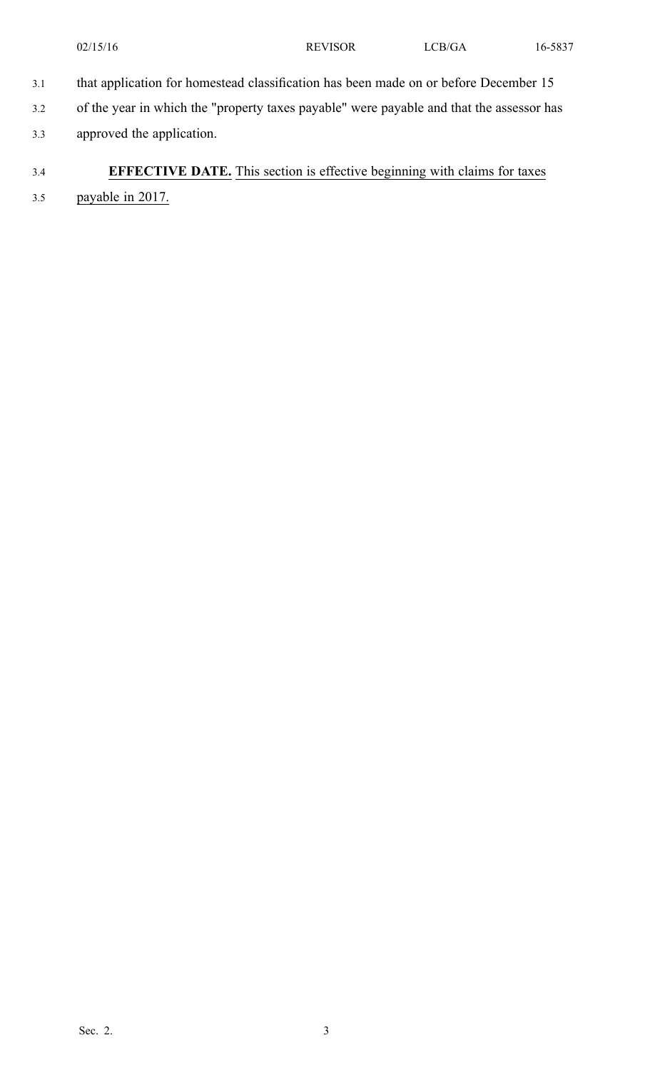that application for homestead classification has been made on or before December 15 of the year in which the "property taxes payable" were payable and that the assessor has approved the application.

**EFFECTIVE DATE.** This section is effective beginning with claims for taxes payable in 2017.